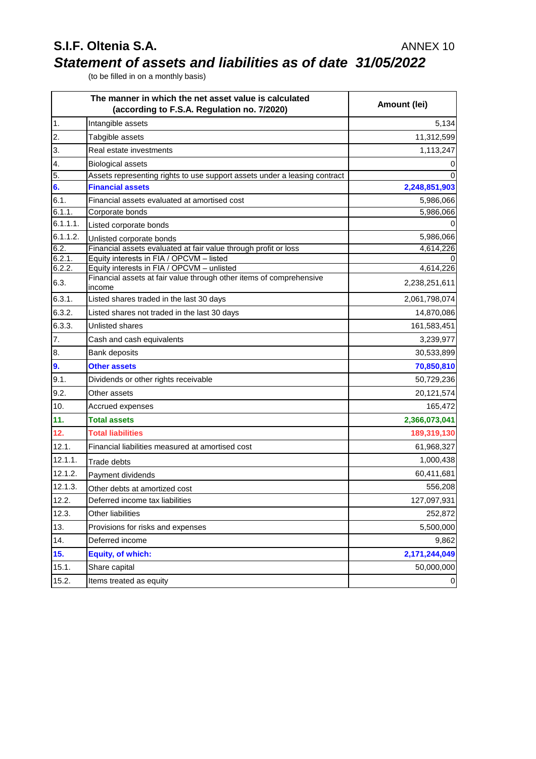# S.I.F. Oltenia S.A.

ANNEX 10

## *Statement of assets and liabilities as of date 31/05/2022*

(to be filled in on a monthly basis)

| The manner in which the net asset value is calculated (according to F.S.A. Regulation no. 7/2020) | | Amount (lei) |
|---|---|---|
| 1. | Intangible assets | 5,134 |
| 2. | Tabgible assets | 11,312,599 |
| 3. | Real estate investments | 1,113,247 |
| 4. | Biological assets | 0 |
| 5. | Assets representing rights to use support assets under a leasing contract | 0 |
| **6.** | **Financial assets** | **2,248,851,903** |
| 6.1. | Financial assets evaluated at amortised cost | 5,986,066 |
| 6.1.1. | Corporate bonds | 5,986,066 |
| 6.1.1.1. | Listed corporate bonds | 0 |
| 6.1.1.2. | Unlisted corporate bonds | 5,986,066 |
| 6.2. | Financial assets evaluated at fair value through profit or loss | 4,614,226 |
| 6.2.1. | Equity interests in FIA / OPCVM – listed | 0 |
| 6.2.2. | Equity interests in FIA / OPCVM – unlisted | 4,614,226 |
| 6.3. | Financial assets at fair value through other items of comprehensive income | 2,238,251,611 |
| 6.3.1. | Listed shares traded in the last 30 days | 2,061,798,074 |
| 6.3.2. | Listed shares not traded in the last 30 days | 14,870,086 |
| 6.3.3. | Unlisted shares | 161,583,451 |
| 7. | Cash and cash equivalents | 3,239,977 |
| 8. | Bank deposits | 30,533,899 |
| **9.** | **Other assets** | **70,850,810** |
| 9.1. | Dividends or other rights receivable | 50,729,236 |
| 9.2. | Other assets | 20,121,574 |
| 10. | Accrued expenses | 165,472 |
| **11.** | **Total assets** | **2,366,073,041** |
| **12.** | **Total liabilities** | **189,319,130** |
| 12.1. | Financial liabilities measured at amortised cost | 61,968,327 |
| 12.1.1. | Trade debts | 1,000,438 |
| 12.1.2. | Payment dividends | 60,411,681 |
| 12.1.3. | Other debts at amortized cost | 556,208 |
| 12.2. | Deferred income tax liabilities | 127,097,931 |
| 12.3. | Other liabilities | 252,872 |
| 13. | Provisions for risks and expenses | 5,500,000 |
| 14. | Deferred income | 9,862 |
| **15.** | **Equity, of which:** | **2,171,244,049** |
| 15.1. | Share capital | 50,000,000 |
| 15.2. | Items treated as equity | 0 |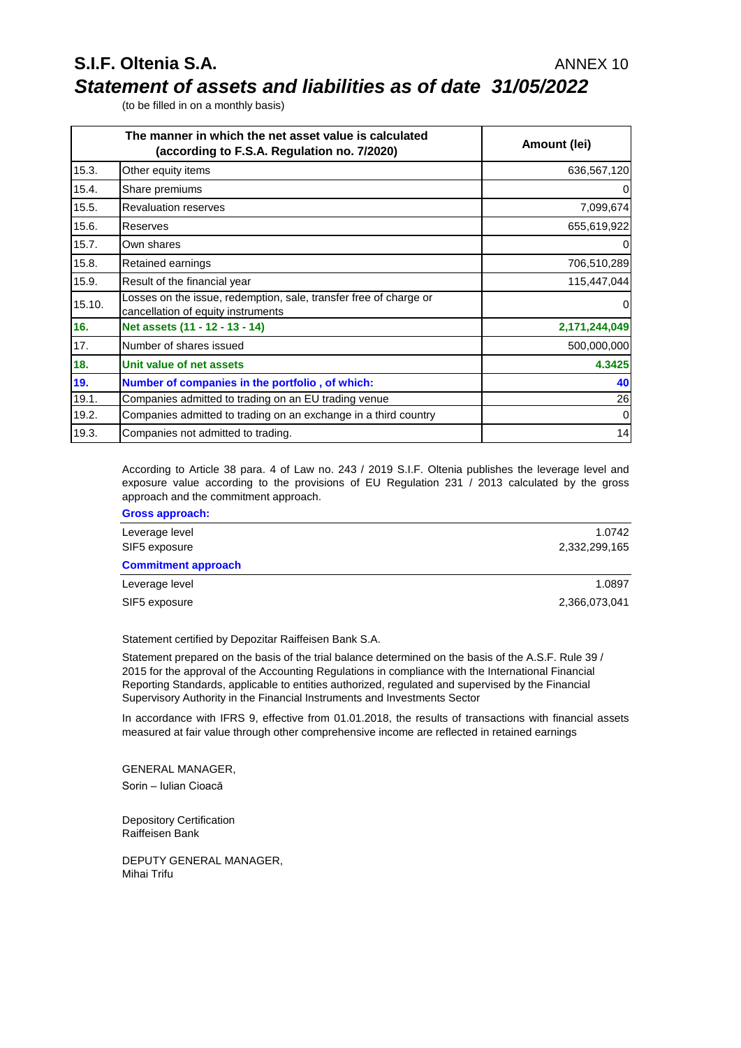# S.I.F. Oltenia S.A.

ANNEX 10

## *Statement of assets and liabilities as of date 31/05/2022*

(to be filled in on a monthly basis)

| The manner in which the net asset value is calculated (according to F.S.A. Regulation no. 7/2020) | | Amount (lei) |
|---|---|---|
| 15.3. | Other equity items | 636,567,120 |
| 15.4. | Share premiums | 0 |
| 15.5. | Revaluation reserves | 7,099,674 |
| 15.6. | Reserves | 655,619,922 |
| 15.7. | Own shares | 0 |
| 15.8. | Retained earnings | 706,510,289 |
| 15.9. | Result of the financial year | 115,447,044 |
| 15.10. | Losses on the issue, redemption, sale, transfer free of charge or cancellation of equity instruments | 0 |
| **16.** | **Net assets (11 - 12 - 13 - 14)** | **2,171,244,049** |
| 17. | Number of shares issued | 500,000,000 |
| **18.** | **Unit value of net assets** | **4.3425** |
| **19.** | **Number of companies in the portfolio , of which:** | **40** |
| 19.1. | Companies admitted to trading on an EU trading venue | 26 |
| 19.2. | Companies admitted to trading on an exchange in a third country | 0 |
| 19.3. | Companies not admitted to trading. | 14 |

According to Article 38 para. 4 of Law no. 243 / 2019 S.I.F. Oltenia publishes the leverage level and exposure value according to the provisions of EU Regulation 231 / 2013 calculated by the gross approach and the commitment approach.

**Gross approach:**

| | |
|---|---|
| Leverage level | 1.0742 |
| SIF5 exposure | 2,332,299,165 |

**Commitment approach**

| | |
|---|---|
| Leverage level | 1.0897 |
| SIF5 exposure | 2,366,073,041 |

Statement certified by Depozitar Raiffeisen Bank S.A.

Statement prepared on the basis of the trial balance determined on the basis of the A.S.F. Rule 39 / 2015 for the approval of the Accounting Regulations in compliance with the International Financial Reporting Standards, applicable to entities authorized, regulated and supervised by the Financial Supervisory Authority in the Financial Instruments and Investments Sector

In accordance with IFRS 9, effective from 01.01.2018, the results of transactions with financial assets measured at fair value through other comprehensive income are reflected in retained earnings

GENERAL MANAGER,
Sorin – Iulian Cioacă

Depository Certification
Raiffeisen Bank

DEPUTY GENERAL MANAGER,
Mihai Trifu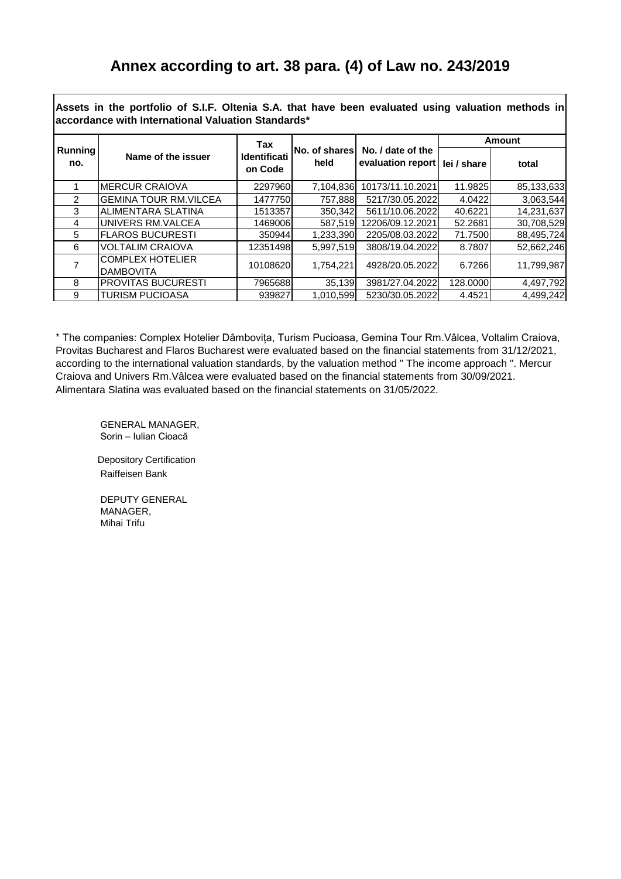# Annex according to art. 38 para. (4) of Law no. 243/2019

**Assets in the portfolio of S.I.F. Oltenia S.A. that have been evaluated using valuation methods in accordance with International Valuation Standards***

| Running no. | Name of the issuer | Tax Identification Code | No. of shares held | No. / date of the evaluation report | Amount | |
|---|---|---|---|---|---|---|
| | | | | | lei / share | total |
| 1 | MERCUR CRAIOVA | 2297960 | 7,104,836 | 10173/11.10.2021 | 11.9825 | 85,133,633 |
| 2 | GEMINA TOUR RM.VILCEA | 1477750 | 757,888 | 5217/30.05.2022 | 4.0422 | 3,063,544 |
| 3 | ALIMENTARA SLATINA | 1513357 | 350,342 | 5611/10.06.2022 | 40.6221 | 14,231,637 |
| 4 | UNIVERS RM.VALCEA | 1469006 | 587,519 | 12206/09.12.2021 | 52.2681 | 30,708,529 |
| 5 | FLAROS BUCURESTI | 350944 | 1,233,390 | 2205/08.03.2022 | 71.7500 | 88,495,724 |
| 6 | VOLTALIM CRAIOVA | 12351498 | 5,997,519 | 3808/19.04.2022 | 8.7807 | 52,662,246 |
| 7 | COMPLEX HOTELIER DAMBOVITA | 10108620 | 1,754,221 | 4928/20.05.2022 | 6.7266 | 11,799,987 |
| 8 | PROVITAS BUCURESTI | 7965688 | 35,139 | 3981/27.04.2022 | 128.0000 | 4,497,792 |
| 9 | TURISM PUCIOASA | 939827 | 1,010,599 | 5230/30.05.2022 | 4.4521 | 4,499,242 |

* The companies: Complex Hotelier Dâmbovița, Turism Pucioasa, Gemina Tour Rm.Vâlcea, Voltalim Craiova, Provitas Bucharest and Flaros Bucharest were evaluated based on the financial statements from 31/12/2021, according to the international valuation standards, by the valuation method " The income approach ". Mercur Craiova and Univers Rm.Vâlcea were evaluated based on the financial statements from 30/09/2021. Alimentara Slatina was evaluated based on the financial statements on 31/05/2022.

GENERAL MANAGER,
Sorin – Iulian Cioacă

Depository Certification
Raiffeisen Bank

DEPUTY GENERAL MANAGER,
Mihai Trifu